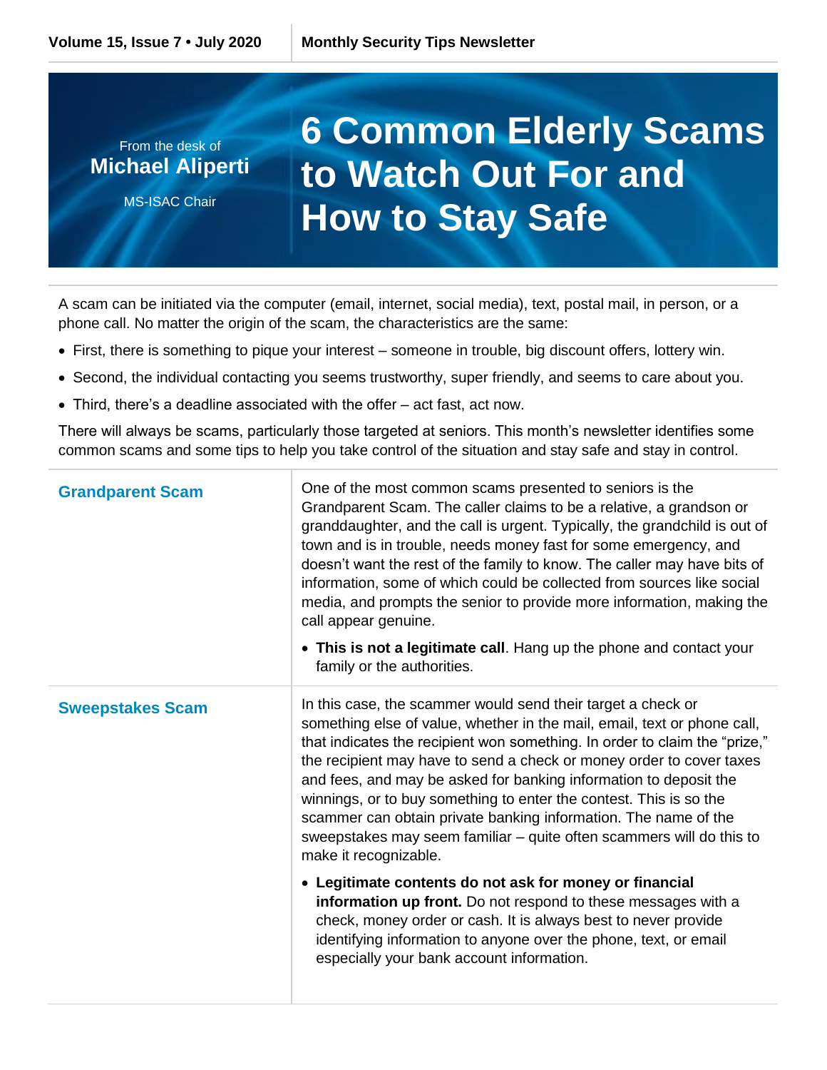From the desk of
**Michael Aliperti**
MS-ISAC Chair

# 6 Common Elderly Scams to Watch Out For and How to Stay Safe

A scam can be initiated via the computer (email, internet, social media), text, postal mail, in person, or a phone call. No matter the origin of the scam, the characteristics are the same:

- First, there is something to pique your interest – someone in trouble, big discount offers, lottery win.
- Second, the individual contacting you seems trustworthy, super friendly, and seems to care about you.
- Third, there's a deadline associated with the offer – act fast, act now.

There will always be scams, particularly those targeted at seniors. This month's newsletter identifies some common scams and some tips to help you take control of the situation and stay safe and stay in control.

## Grandparent Scam

One of the most common scams presented to seniors is the Grandparent Scam. The caller claims to be a relative, a grandson or granddaughter, and the call is urgent. Typically, the grandchild is out of town and is in trouble, needs money fast for some emergency, and doesn't want the rest of the family to know. The caller may have bits of information, some of which could be collected from sources like social media, and prompts the senior to provide more information, making the call appear genuine.

- **This is not a legitimate call**. Hang up the phone and contact your family or the authorities.

## Sweepstakes Scam

In this case, the scammer would send their target a check or something else of value, whether in the mail, email, text or phone call, that indicates the recipient won something. In order to claim the "prize," the recipient may have to send a check or money order to cover taxes and fees, and may be asked for banking information to deposit the winnings, or to buy something to enter the contest. This is so the scammer can obtain private banking information. The name of the sweepstakes may seem familiar – quite often scammers will do this to make it recognizable.

- **Legitimate contents do not ask for money or financial information up front.** Do not respond to these messages with a check, money order or cash. It is always best to never provide identifying information to anyone over the phone, text, or email especially your bank account information.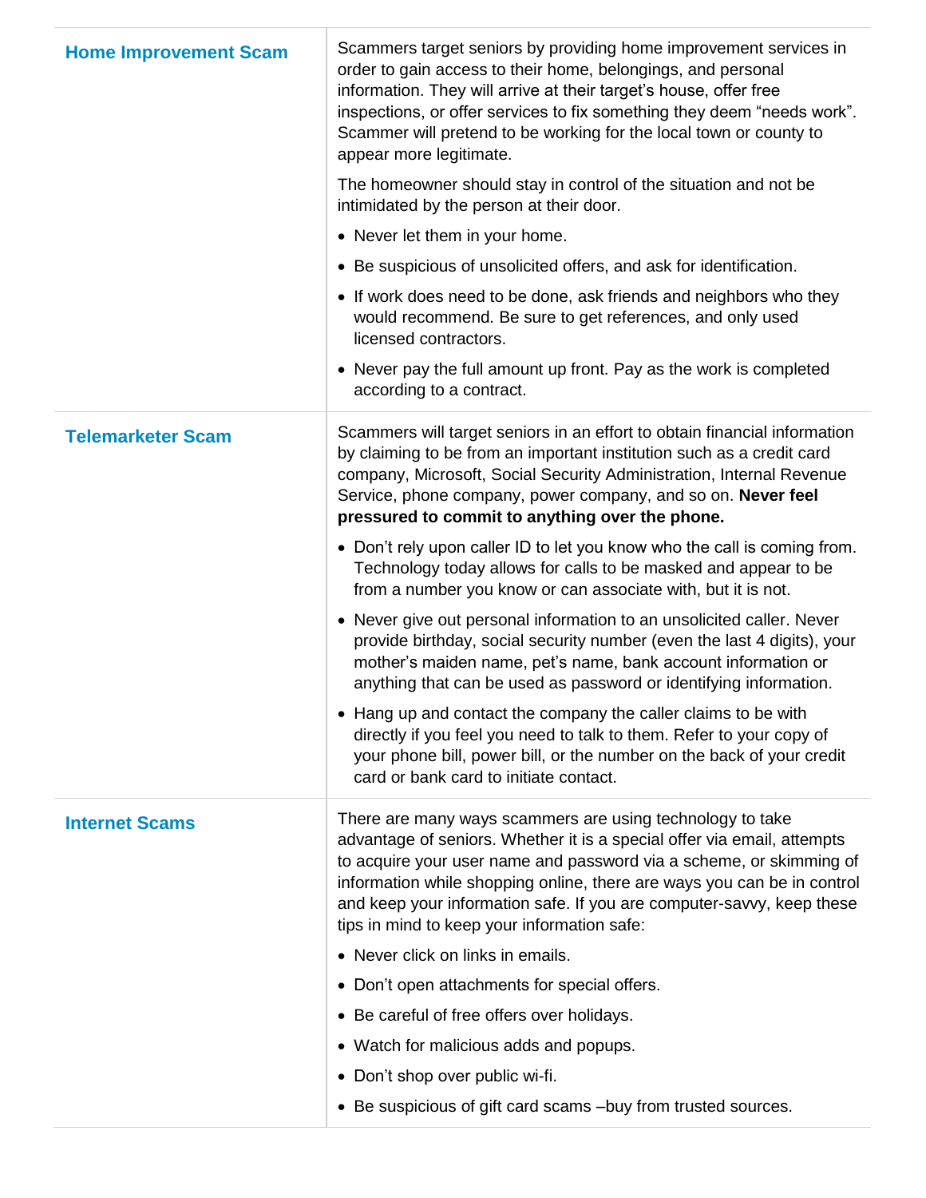| | |
|---|---|
| **Home Improvement Scam** | Scammers target seniors by providing home improvement services in order to gain access to their home, belongings, and personal information. They will arrive at their target's house, offer free inspections, or offer services to fix something they deem "needs work". Scammer will pretend to be working for the local town or county to appear more legitimate.<br><br>The homeowner should stay in control of the situation and not be intimidated by the person at their door.<br><br>• Never let them in your home.<br>• Be suspicious of unsolicited offers, and ask for identification.<br>• If work does need to be done, ask friends and neighbors who they would recommend. Be sure to get references, and only used licensed contractors.<br>• Never pay the full amount up front. Pay as the work is completed according to a contract. |
| **Telemarketer Scam** | Scammers will target seniors in an effort to obtain financial information by claiming to be from an important institution such as a credit card company, Microsoft, Social Security Administration, Internal Revenue Service, phone company, power company, and so on. **Never feel pressured to commit to anything over the phone.**<br><br>• Don't rely upon caller ID to let you know who the call is coming from. Technology today allows for calls to be masked and appear to be from a number you know or can associate with, but it is not.<br>• Never give out personal information to an unsolicited caller. Never provide birthday, social security number (even the last 4 digits), your mother's maiden name, pet's name, bank account information or anything that can be used as password or identifying information.<br>• Hang up and contact the company the caller claims to be with directly if you feel you need to talk to them. Refer to your copy of your phone bill, power bill, or the number on the back of your credit card or bank card to initiate contact. |
| **Internet Scams** | There are many ways scammers are using technology to take advantage of seniors. Whether it is a special offer via email, attempts to acquire your user name and password via a scheme, or skimming of information while shopping online, there are ways you can be in control and keep your information safe. If you are computer-savvy, keep these tips in mind to keep your information safe:<br><br>• Never click on links in emails.<br>• Don't open attachments for special offers.<br>• Be careful of free offers over holidays.<br>• Watch for malicious adds and popups.<br>• Don't shop over public wi-fi.<br>• Be suspicious of gift card scams –buy from trusted sources. |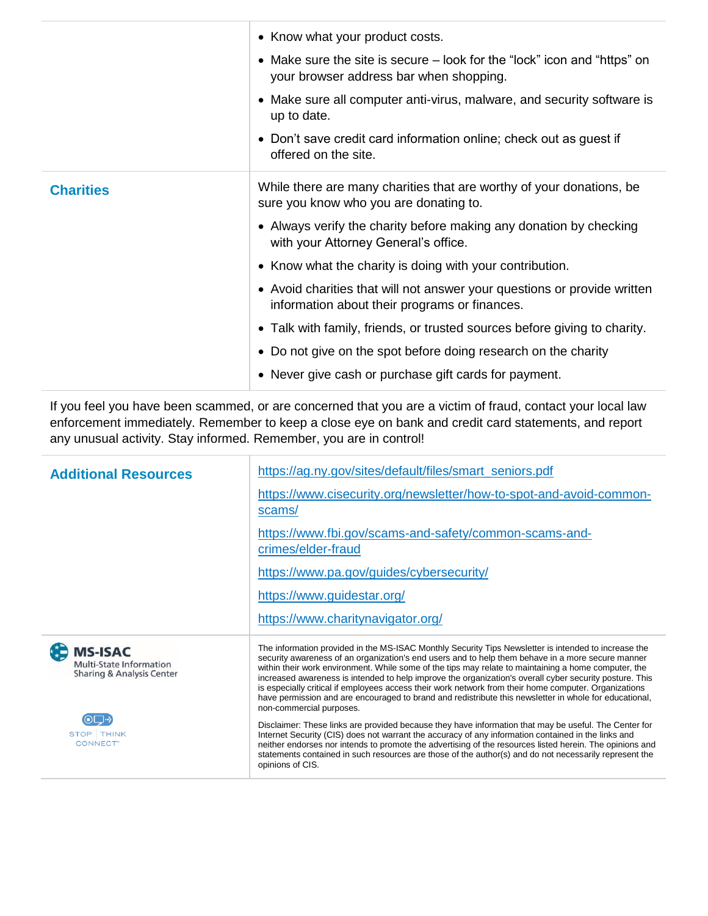| | |
|---|---|
| | • Know what your product costs.<br>• Make sure the site is secure – look for the "lock" icon and "https" on your browser address bar when shopping.<br>• Make sure all computer anti-virus, malware, and security software is up to date.<br>• Don't save credit card information online; check out as guest if offered on the site. |
| **Charities** | While there are many charities that are worthy of your donations, be sure you know who you are donating to.<br>• Always verify the charity before making any donation by checking with your Attorney General's office.<br>• Know what the charity is doing with your contribution.<br>• Avoid charities that will not answer your questions or provide written information about their programs or finances.<br>• Talk with family, friends, or trusted sources before giving to charity.<br>• Do not give on the spot before doing research on the charity<br>• Never give cash or purchase gift cards for payment. |

If you feel you have been scammed, or are concerned that you are a victim of fraud, contact your local law enforcement immediately. Remember to keep a close eye on bank and credit card statements, and report any unusual activity. Stay informed. Remember, you are in control!

| | |
|---|---|
| **Additional Resources** | https://ag.ny.gov/sites/default/files/smart_seniors.pdf<br>https://www.cisecurity.org/newsletter/how-to-spot-and-avoid-common-scams/<br>https://www.fbi.gov/scams-and-safety/common-scams-and-crimes/elder-fraud<br>https://www.pa.gov/guides/cybersecurity/<br>https://www.guidestar.org/<br>https://www.charitynavigator.org/ |
| MS-ISAC<br>Multi-State Information Sharing & Analysis Center<br>STOP \| THINK CONNECT | The information provided in the MS-ISAC Monthly Security Tips Newsletter is intended to increase the security awareness of an organization's end users and to help them behave in a more secure manner within their work environment. While some of the tips may relate to maintaining a home computer, the increased awareness is intended to help improve the organization's overall cyber security posture. This is especially critical if employees access their work network from their home computer. Organizations have permission and are encouraged to brand and redistribute this newsletter in whole for educational, non-commercial purposes.<br><br>Disclaimer: These links are provided because they have information that may be useful. The Center for Internet Security (CIS) does not warrant the accuracy of any information contained in the links and neither endorses nor intends to promote the advertising of the resources listed herein. The opinions and statements contained in such resources are those of the author(s) and do not necessarily represent the opinions of CIS. |